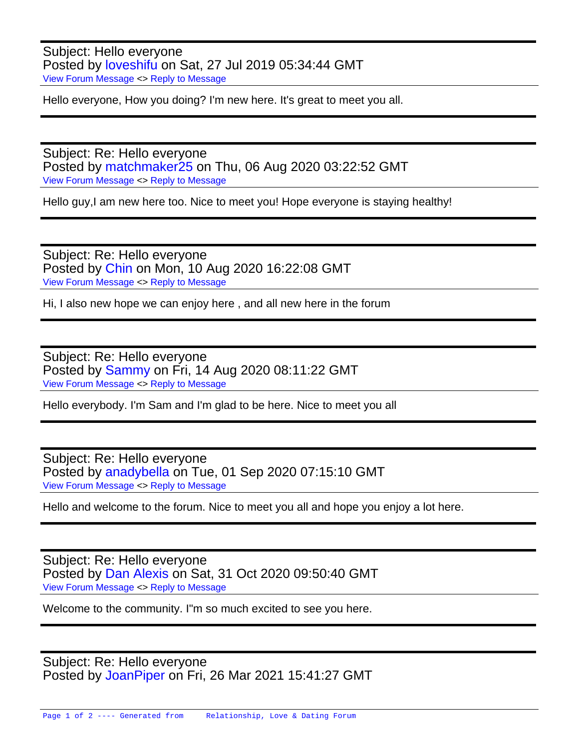Subject: Hello everyone
Posted by loveshifu on Sat, 27 Jul 2019 05:34:44 GMT
View Forum Message <> Reply to Message

Hello everyone, How you doing? I'm new here. It's great to meet you all.

---

Subject: Re: Hello everyone
Posted by matchmaker25 on Thu, 06 Aug 2020 03:22:52 GMT
View Forum Message <> Reply to Message

Hello guy,I am new here too. Nice to meet you! Hope everyone is staying healthy!

---

Subject: Re: Hello everyone
Posted by Chin on Mon, 10 Aug 2020 16:22:08 GMT
View Forum Message <> Reply to Message

Hi, I also new hope we can enjoy here , and all new here in the forum

---

Subject: Re: Hello everyone
Posted by Sammy on Fri, 14 Aug 2020 08:11:22 GMT
View Forum Message <> Reply to Message

Hello everybody. I'm Sam and I'm glad to be here. Nice to meet you all

---

Subject: Re: Hello everyone
Posted by anadybella on Tue, 01 Sep 2020 07:15:10 GMT
View Forum Message <> Reply to Message

Hello and welcome to the forum. Nice to meet you all and hope you enjoy a lot here.

---

Subject: Re: Hello everyone
Posted by Dan Alexis on Sat, 31 Oct 2020 09:50:40 GMT
View Forum Message <> Reply to Message

Welcome to the community. I"m so much excited to see you here.

---

Subject: Re: Hello everyone
Posted by JoanPiper on Fri, 26 Mar 2021 15:41:27 GMT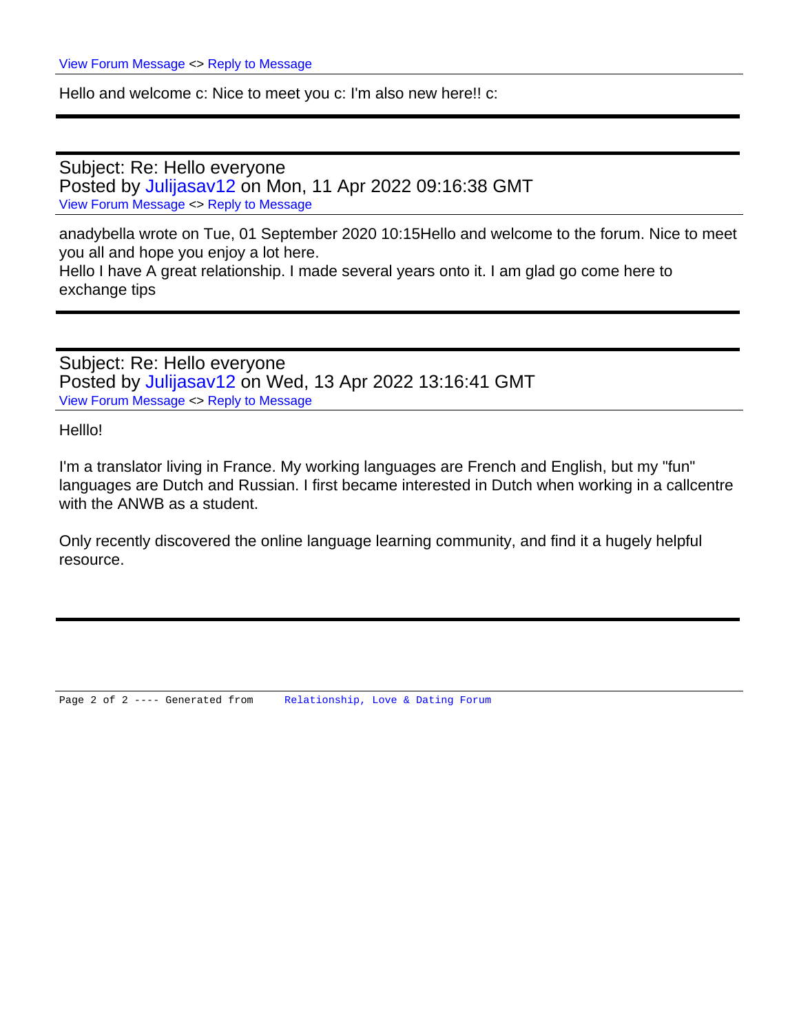View Forum Message <> Reply to Message

Hello and welcome c: Nice to meet you c: I'm also new here!! c:

---

Subject: Re: Hello everyone
Posted by Julijasav12 on Mon, 11 Apr 2022 09:16:38 GMT
View Forum Message <> Reply to Message

anadybella wrote on Tue, 01 September 2020 10:15Hello and welcome to the forum. Nice to meet you all and hope you enjoy a lot here.
Hello I have A great relationship. I made several years onto it. I am glad go come here to exchange tips

---

Subject: Re: Hello everyone
Posted by Julijasav12 on Wed, 13 Apr 2022 13:16:41 GMT
View Forum Message <> Reply to Message

Helllo!

I'm a translator living in France. My working languages are French and English, but my "fun" languages are Dutch and Russian. I first became interested in Dutch when working in a callcentre with the ANWB as a student.

Only recently discovered the online language learning community, and find it a hugely helpful resource.